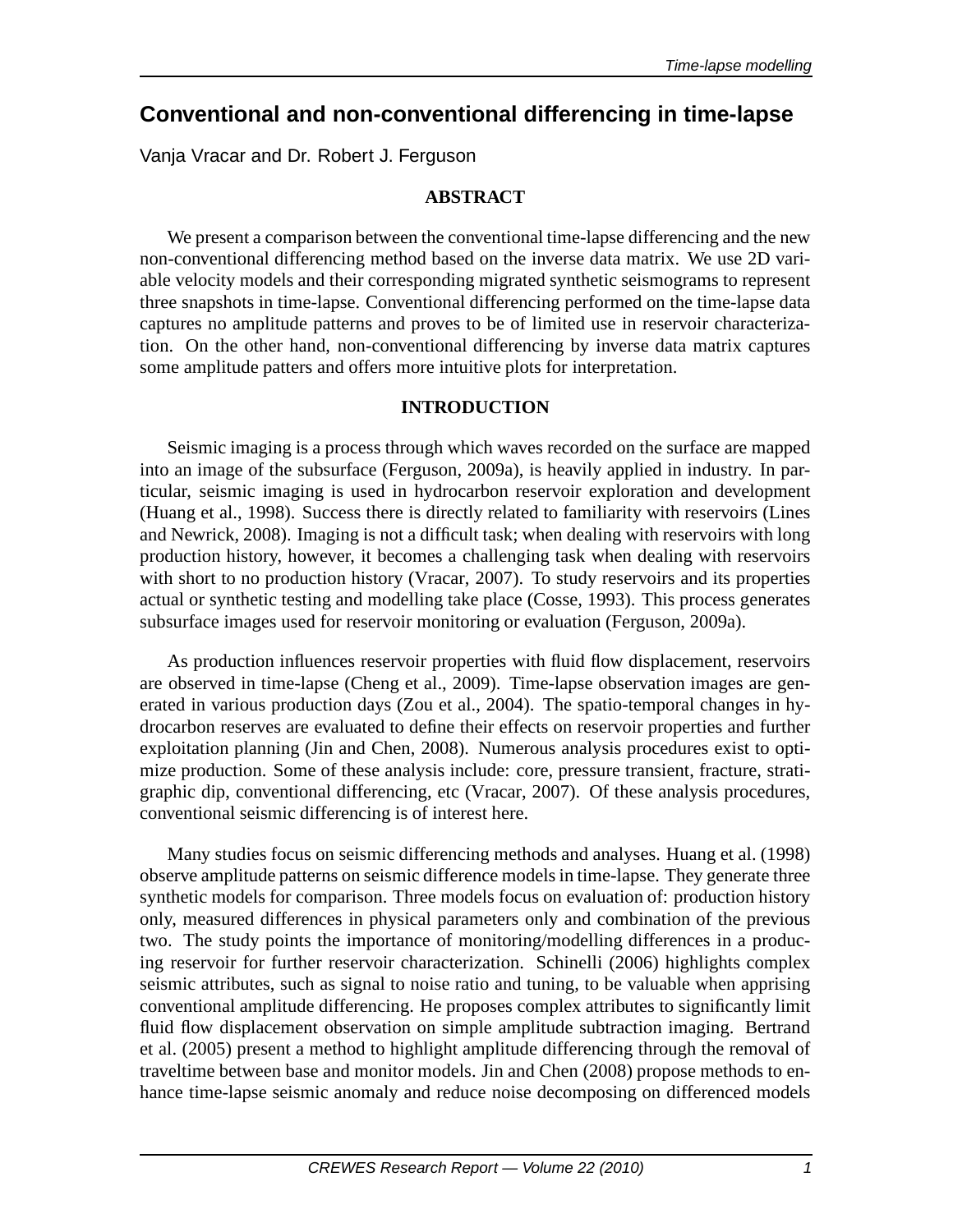# Conventional and non-conventional differencing in time-lapse

Vanja Vracar and Dr. Robert J. Ferguson

## ABSTRACT

We present a comparison between the conventional time-lapse differencing and the new non-conventional differencing method based on the inverse data matrix. We use 2D variable velocity models and their corresponding migrated synthetic seismograms to represent three snapshots in time-lapse. Conventional differencing performed on the time-lapse data captures no amplitude patterns and proves to be of limited use in reservoir characterization. On the other hand, non-conventional differencing by inverse data matrix captures some amplitude patters and offers more intuitive plots for interpretation.

## INTRODUCTION

Seismic imaging is a process through which waves recorded on the surface are mapped into an image of the subsurface (Ferguson, 2009a), is heavily applied in industry. In particular, seismic imaging is used in hydrocarbon reservoir exploration and development (Huang et al., 1998). Success there is directly related to familiarity with reservoirs (Lines and Newrick, 2008). Imaging is not a difficult task; when dealing with reservoirs with long production history, however, it becomes a challenging task when dealing with reservoirs with short to no production history (Vracar, 2007). To study reservoirs and its properties actual or synthetic testing and modelling take place (Cosse, 1993). This process generates subsurface images used for reservoir monitoring or evaluation (Ferguson, 2009a).

As production influences reservoir properties with fluid flow displacement, reservoirs are observed in time-lapse (Cheng et al., 2009). Time-lapse observation images are generated in various production days (Zou et al., 2004). The spatio-temporal changes in hydrocarbon reserves are evaluated to define their effects on reservoir properties and further exploitation planning (Jin and Chen, 2008). Numerous analysis procedures exist to optimize production. Some of these analysis include: core, pressure transient, fracture, stratigraphic dip, conventional differencing, etc (Vracar, 2007). Of these analysis procedures, conventional seismic differencing is of interest here.

Many studies focus on seismic differencing methods and analyses. Huang et al. (1998) observe amplitude patterns on seismic difference models in time-lapse. They generate three synthetic models for comparison. Three models focus on evaluation of: production history only, measured differences in physical parameters only and combination of the previous two. The study points the importance of monitoring/modelling differences in a producing reservoir for further reservoir characterization. Schinelli (2006) highlights complex seismic attributes, such as signal to noise ratio and tuning, to be valuable when apprising conventional amplitude differencing. He proposes complex attributes to significantly limit fluid flow displacement observation on simple amplitude subtraction imaging. Bertrand et al. (2005) present a method to highlight amplitude differencing through the removal of traveltime between base and monitor models. Jin and Chen (2008) propose methods to enhance time-lapse seismic anomaly and reduce noise decomposing on differenced models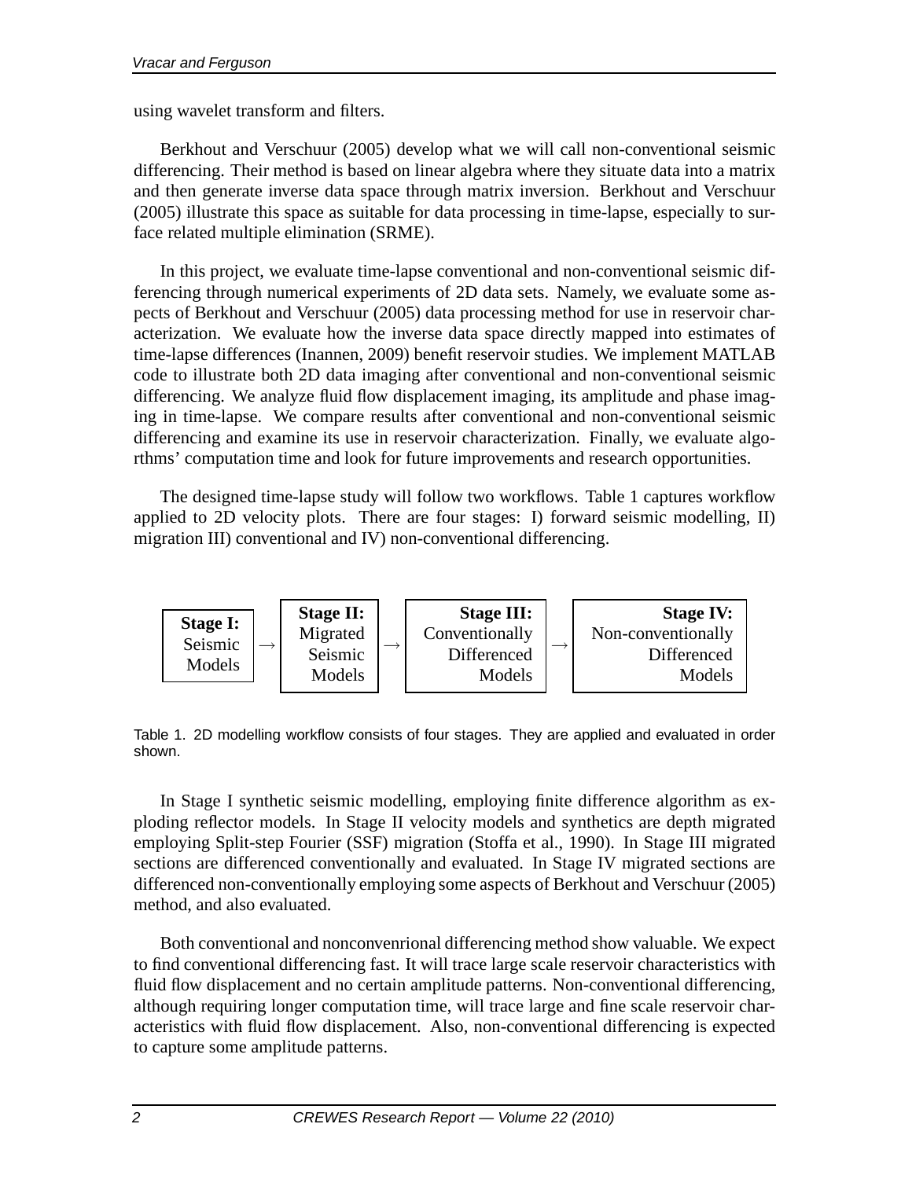using wavelet transform and filters.

Berkhout and Verschuur (2005) develop what we will call non-conventional seismic differencing. Their method is based on linear algebra where they situate data into a matrix and then generate inverse data space through matrix inversion. Berkhout and Verschuur (2005) illustrate this space as suitable for data processing in time-lapse, especially to surface related multiple elimination (SRME).

In this project, we evaluate time-lapse conventional and non-conventional seismic differencing through numerical experiments of 2D data sets. Namely, we evaluate some aspects of Berkhout and Verschuur (2005) data processing method for use in reservoir characterization. We evaluate how the inverse data space directly mapped into estimates of time-lapse differences (Inannen, 2009) benefit reservoir studies. We implement MATLAB code to illustrate both 2D data imaging after conventional and non-conventional seismic differencing. We analyze fluid flow displacement imaging, its amplitude and phase imaging in time-lapse. We compare results after conventional and non-conventional seismic differencing and examine its use in reservoir characterization. Finally, we evaluate algorthms' computation time and look for future improvements and research opportunities.

The designed time-lapse study will follow two workflows. Table 1 captures workflow applied to 2D velocity plots. There are four stages: I) forward seismic modelling, II) migration III) conventional and IV) non-conventional differencing.

| **Stage I:** Seismic Models | → | **Stage II:** Migrated Seismic Models | → | **Stage III:** Conventionally Differenced Models | → | **Stage IV:** Non-conventionally Differenced Models |
|---|---|---|---|---|---|---|

Table 1. 2D modelling workflow consists of four stages. They are applied and evaluated in order shown.

In Stage I synthetic seismic modelling, employing finite difference algorithm as exploding reflector models. In Stage II velocity models and synthetics are depth migrated employing Split-step Fourier (SSF) migration (Stoffa et al., 1990). In Stage III migrated sections are differenced conventionally and evaluated. In Stage IV migrated sections are differenced non-conventionally employing some aspects of Berkhout and Verschuur (2005) method, and also evaluated.

Both conventional and nonconvenrional differencing method show valuable. We expect to find conventional differencing fast. It will trace large scale reservoir characteristics with fluid flow displacement and no certain amplitude patterns. Non-conventional differencing, although requiring longer computation time, will trace large and fine scale reservoir characteristics with fluid flow displacement. Also, non-conventional differencing is expected to capture some amplitude patterns.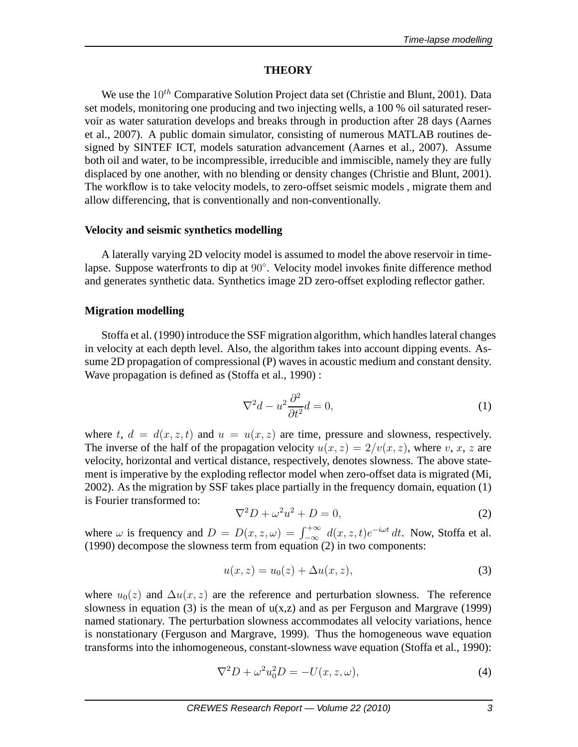## THEORY

We use the $10^{th}$ Comparative Solution Project data set (Christie and Blunt, 2001). Data set models, monitoring one producing and two injecting wells, a 100 % oil saturated reservoir as water saturation develops and breaks through in production after 28 days (Aarnes et al., 2007). A public domain simulator, consisting of numerous MATLAB routines designed by SINTEF ICT, models saturation advancement (Aarnes et al., 2007). Assume both oil and water, to be incompressible, irreducible and immiscible, namely they are fully displaced by one another, with no blending or density changes (Christie and Blunt, 2001). The workflow is to take velocity models, to zero-offset seismic models , migrate them and allow differencing, that is conventionally and non-conventionally.

### Velocity and seismic synthetics modelling

A laterally varying 2D velocity model is assumed to model the above reservoir in time-lapse. Suppose waterfronts to dip at $90°$. Velocity model invokes finite difference method and generates synthetic data. Synthetics image 2D zero-offset exploding reflector gather.

### Migration modelling

Stoffa et al. (1990) introduce the SSF migration algorithm, which handles lateral changes in velocity at each depth level. Also, the algorithm takes into account dipping events. Assume 2D propagation of compressional (P) waves in acoustic medium and constant density. Wave propagation is defined as (Stoffa et al., 1990) :

$$\nabla^2 d - u^2 \frac{\partial^2}{\partial t^2} d = 0, \tag{1}$$

where $t$, $d = d(x, z, t)$ and $u = u(x, z)$ are time, pressure and slowness, respectively. The inverse of the half of the propagation velocity $u(x, z) = 2/v(x, z)$, where $v$, $x$, $z$ are velocity, horizontal and vertical distance, respectively, denotes slowness. The above statement is imperative by the exploding reflector model when zero-offset data is migrated (Mi, 2002). As the migration by SSF takes place partially in the frequency domain, equation (1) is Fourier transformed to:

$$\nabla^2 D + \omega^2 u^2 + D = 0, \tag{2}$$

where $\omega$ is frequency and $D = D(x, z, \omega) = \int_{-\infty}^{+\infty} d(x, z, t) e^{-i\omega t}\, dt$. Now, Stoffa et al. (1990) decompose the slowness term from equation (2) in two components:

$$u(x, z) = u_0(z) + \Delta u(x, z), \tag{3}$$

where $u_0(z)$ and $\Delta u(x, z)$ are the reference and perturbation slowness. The reference slowness in equation (3) is the mean of u(x,z) and as per Ferguson and Margrave (1999) named stationary. The perturbation slowness accommodates all velocity variations, hence is nonstationary (Ferguson and Margrave, 1999). Thus the homogeneous wave equation transforms into the inhomogeneous, constant-slowness wave equation (Stoffa et al., 1990):

$$\nabla^2 D + \omega^2 u_0^2 D = -U(x, z, \omega), \tag{4}$$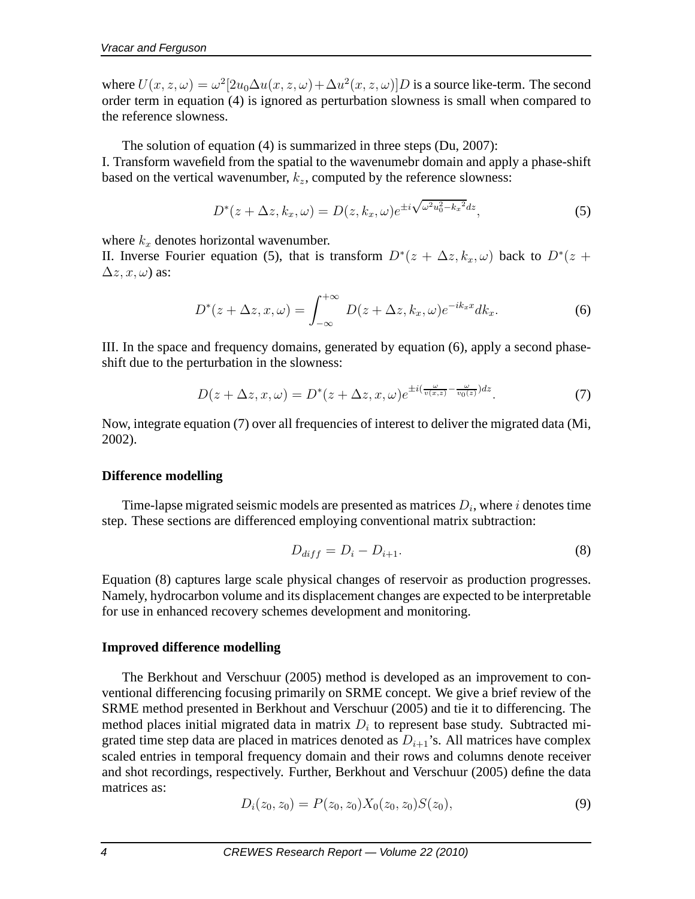where $U(x, z, \omega) = \omega^2[2u_0\Delta u(x, z, \omega) + \Delta u^2(x, z, \omega)]D$ is a source like-term. The second order term in equation (4) is ignored as perturbation slowness is small when compared to the reference slowness.

The solution of equation (4) is summarized in three steps (Du, 2007):
I. Transform wavefield from the spatial to the wavenumebr domain and apply a phase-shift based on the vertical wavenumber, $k_z$, computed by the reference slowness:

$$D^*(z + \Delta z, k_x, \omega) = D(z, k_x, \omega)e^{\pm i\sqrt{\omega^2 u_0^2 - k_x{}^2}dz}, \tag{5}$$

where $k_x$ denotes horizontal wavenumber.
II. Inverse Fourier equation (5), that is transform $D^*(z + \Delta z, k_x, \omega)$ back to $D^*(z + \Delta z, x, \omega)$ as:

$$D^*(z + \Delta z, x, \omega) = \int_{-\infty}^{+\infty} D(z + \Delta z, k_x, \omega)e^{-ik_x x}dk_x. \tag{6}$$

III. In the space and frequency domains, generated by equation (6), apply a second phase-shift due to the perturbation in the slowness:

$$D(z + \Delta z, x, \omega) = D^*(z + \Delta z, x, \omega)e^{\pm i(\frac{\omega}{v(x,z)} - \frac{\omega}{v_0(z)})dz}. \tag{7}$$

Now, integrate equation (7) over all frequencies of interest to deliver the migrated data (Mi, 2002).

### Difference modelling

Time-lapse migrated seismic models are presented as matrices $D_i$, where $i$ denotes time step. These sections are differenced employing conventional matrix subtraction:

$$D_{diff} = D_i - D_{i+1}. \tag{8}$$

Equation (8) captures large scale physical changes of reservoir as production progresses. Namely, hydrocarbon volume and its displacement changes are expected to be interpretable for use in enhanced recovery schemes development and monitoring.

### Improved difference modelling

The Berkhout and Verschuur (2005) method is developed as an improvement to conventional differencing focusing primarily on SRME concept. We give a brief review of the SRME method presented in Berkhout and Verschuur (2005) and tie it to differencing. The method places initial migrated data in matrix $D_i$ to represent base study. Subtracted migrated time step data are placed in matrices denoted as $D_{i+1}$'s. All matrices have complex scaled entries in temporal frequency domain and their rows and columns denote receiver and shot recordings, respectively. Further, Berkhout and Verschuur (2005) define the data matrices as:

$$D_i(z_0, z_0) = P(z_0, z_0)X_0(z_0, z_0)S(z_0), \tag{9}$$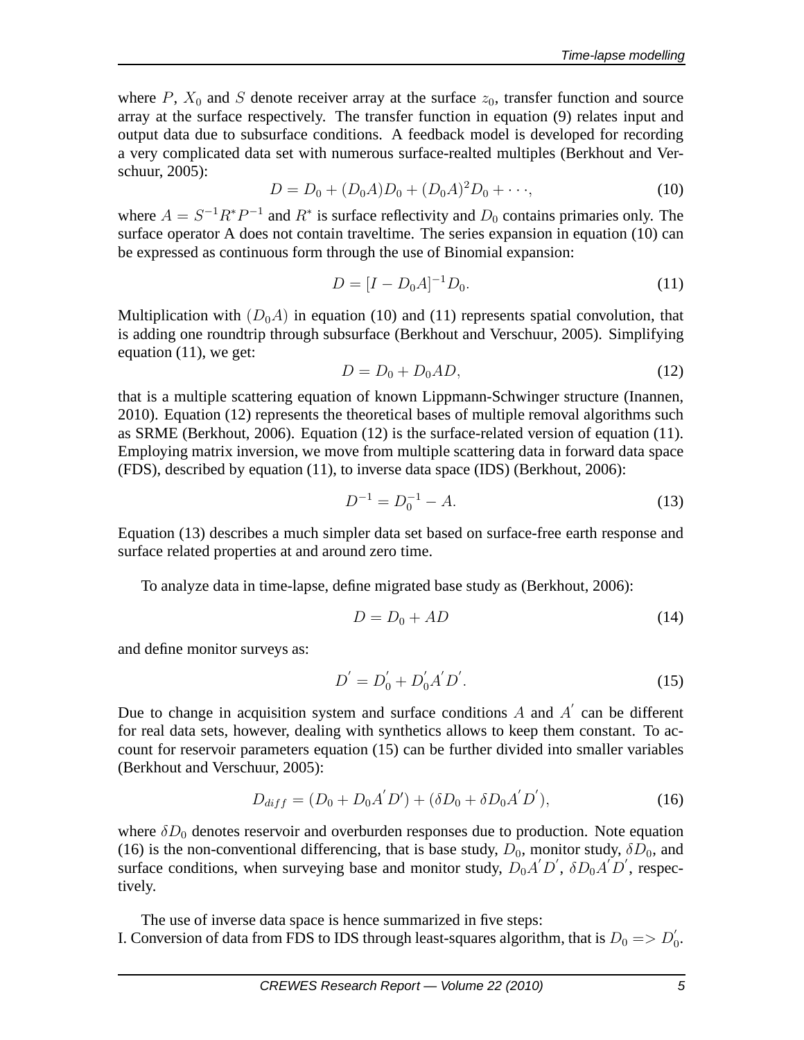where $P$, $X_0$ and $S$ denote receiver array at the surface $z_0$, transfer function and source array at the surface respectively. The transfer function in equation (9) relates input and output data due to subsurface conditions. A feedback model is developed for recording a very complicated data set with numerous surface-realted multiples (Berkhout and Verschuur, 2005):

$$D = D_0 + (D_0A)D_0 + (D_0A)^2D_0 + \cdots, \tag{10}$$

where $A = S^{-1}R^*P^{-1}$ and $R^*$ is surface reflectivity and $D_0$ contains primaries only. The surface operator A does not contain traveltime. The series expansion in equation (10) can be expressed as continuous form through the use of Binomial expansion:

$$D = [I - D_0A]^{-1}D_0. \tag{11}$$

Multiplication with $(D_0A)$ in equation (10) and (11) represents spatial convolution, that is adding one roundtrip through subsurface (Berkhout and Verschuur, 2005). Simplifying equation (11), we get:

$$D = D_0 + D_0AD, \tag{12}$$

that is a multiple scattering equation of known Lippmann-Schwinger structure (Inannen, 2010). Equation (12) represents the theoretical bases of multiple removal algorithms such as SRME (Berkhout, 2006). Equation (12) is the surface-related version of equation (11). Employing matrix inversion, we move from multiple scattering data in forward data space (FDS), described by equation (11), to inverse data space (IDS) (Berkhout, 2006):

$$D^{-1} = D_0^{-1} - A. \tag{13}$$

Equation (13) describes a much simpler data set based on surface-free earth response and surface related properties at and around zero time.

To analyze data in time-lapse, define migrated base study as (Berkhout, 2006):

$$D = D_0 + AD \tag{14}$$

and define monitor surveys as:

$$D^{'} = D_0^{'} + D_0^{'}A^{'}D^{'}. \tag{15}$$

Due to change in acquisition system and surface conditions $A$ and $A^{'}$ can be different for real data sets, however, dealing with synthetics allows to keep them constant. To account for reservoir parameters equation (15) can be further divided into smaller variables (Berkhout and Verschuur, 2005):

$$D_{diff} = (D_0 + D_0A^{'}D') + (\delta D_0 + \delta D_0A^{'}D^{'}), \tag{16}$$

where $\delta D_0$ denotes reservoir and overburden responses due to production. Note equation (16) is the non-conventional differencing, that is base study, $D_0$, monitor study, $\delta D_0$, and surface conditions, when surveying base and monitor study, $D_0A^{'}D^{'}$, $\delta D_0A^{'}D^{'}$, respectively.

The use of inverse data space is hence summarized in five steps:

I. Conversion of data from FDS to IDS through least-squares algorithm, that is $D_0 => D_0^{'}$.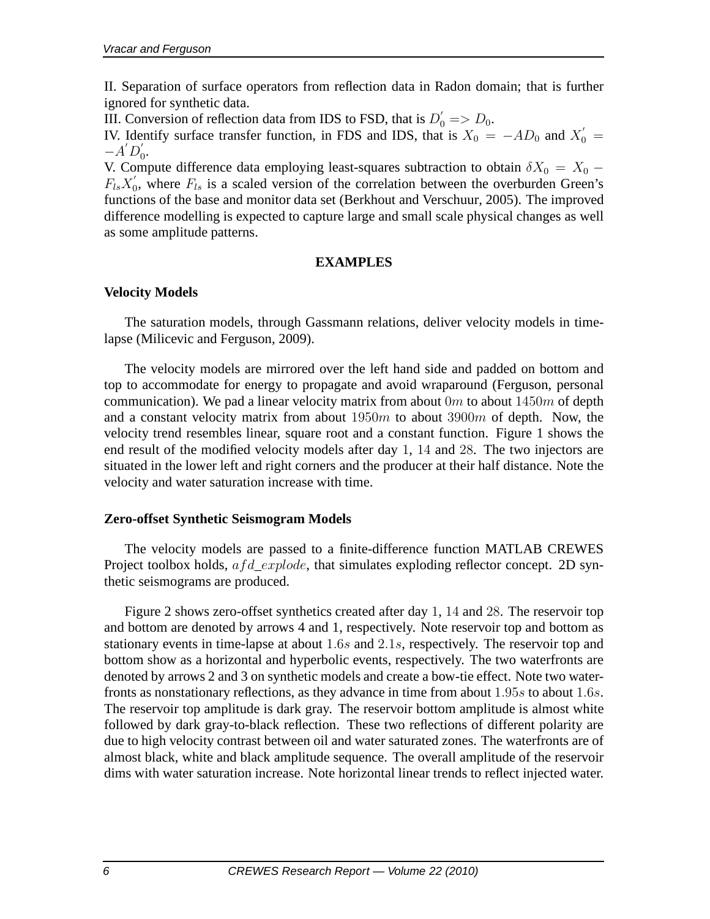II. Separation of surface operators from reflection data in Radon domain; that is further ignored for synthetic data.

III. Conversion of reflection data from IDS to FSD, that is $D_0^{'} => D_0$.

IV. Identify surface transfer function, in FDS and IDS, that is $X_0 = -AD_0$ and $X_0^{'} = -A^{'}D_0^{'}$.

V. Compute difference data employing least-squares subtraction to obtain $\delta X_0 = X_0 - F_{ls}X_0^{'}$, where $F_{ls}$ is a scaled version of the correlation between the overburden Green's functions of the base and monitor data set (Berkhout and Verschuur, 2005). The improved difference modelling is expected to capture large and small scale physical changes as well as some amplitude patterns.

## EXAMPLES

### Velocity Models

The saturation models, through Gassmann relations, deliver velocity models in time-lapse (Milicevic and Ferguson, 2009).

The velocity models are mirrored over the left hand side and padded on bottom and top to accommodate for energy to propagate and avoid wraparound (Ferguson, personal communication). We pad a linear velocity matrix from about $0m$ to about $1450m$ of depth and a constant velocity matrix from about $1950m$ to about $3900m$ of depth. Now, the velocity trend resembles linear, square root and a constant function. Figure 1 shows the end result of the modified velocity models after day $1$, $14$ and $28$. The two injectors are situated in the lower left and right corners and the producer at their half distance. Note the velocity and water saturation increase with time.

### Zero-offset Synthetic Seismogram Models

The velocity models are passed to a finite-difference function MATLAB CREWES Project toolbox holds, $afd\_explode$, that simulates exploding reflector concept. 2D synthetic seismograms are produced.

Figure 2 shows zero-offset synthetics created after day $1$, $14$ and $28$. The reservoir top and bottom are denoted by arrows 4 and 1, respectively. Note reservoir top and bottom as stationary events in time-lapse at about $1.6s$ and $2.1s$, respectively. The reservoir top and bottom show as a horizontal and hyperbolic events, respectively. The two waterfronts are denoted by arrows 2 and 3 on synthetic models and create a bow-tie effect. Note two waterfronts as nonstationary reflections, as they advance in time from about $1.95s$ to about $1.6s$. The reservoir top amplitude is dark gray. The reservoir bottom amplitude is almost white followed by dark gray-to-black reflection. These two reflections of different polarity are due to high velocity contrast between oil and water saturated zones. The waterfronts are of almost black, white and black amplitude sequence. The overall amplitude of the reservoir dims with water saturation increase. Note horizontal linear trends to reflect injected water.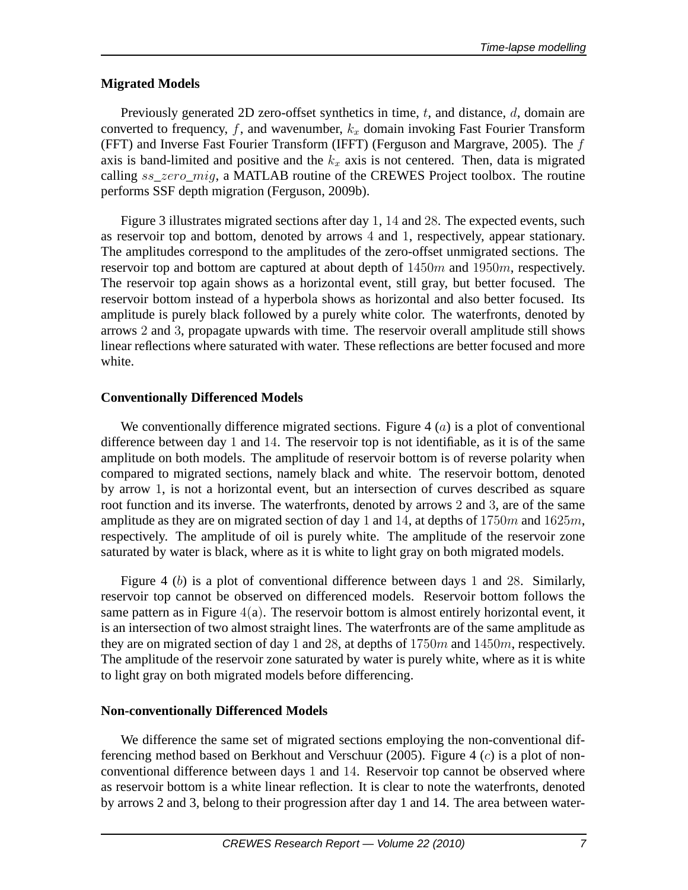### Migrated Models

Previously generated 2D zero-offset synthetics in time, $t$, and distance, $d$, domain are converted to frequency, $f$, and wavenumber, $k_x$ domain invoking Fast Fourier Transform (FFT) and Inverse Fast Fourier Transform (IFFT) (Ferguson and Margrave, 2005). The $f$ axis is band-limited and positive and the $k_x$ axis is not centered. Then, data is migrated calling $ss\_zero\_mig$, a MATLAB routine of the CREWES Project toolbox. The routine performs SSF depth migration (Ferguson, 2009b).

Figure 3 illustrates migrated sections after day $1$, $14$ and $28$. The expected events, such as reservoir top and bottom, denoted by arrows $4$ and $1$, respectively, appear stationary. The amplitudes correspond to the amplitudes of the zero-offset unmigrated sections. The reservoir top and bottom are captured at about depth of $1450m$ and $1950m$, respectively. The reservoir top again shows as a horizontal event, still gray, but better focused. The reservoir bottom instead of a hyperbola shows as horizontal and also better focused. Its amplitude is purely black followed by a purely white color. The waterfronts, denoted by arrows $2$ and $3$, propagate upwards with time. The reservoir overall amplitude still shows linear reflections where saturated with water. These reflections are better focused and more white.

### Conventionally Differenced Models

We conventionally difference migrated sections. Figure 4 ($a$) is a plot of conventional difference between day $1$ and $14$. The reservoir top is not identifiable, as it is of the same amplitude on both models. The amplitude of reservoir bottom is of reverse polarity when compared to migrated sections, namely black and white. The reservoir bottom, denoted by arrow $1$, is not a horizontal event, but an intersection of curves described as square root function and its inverse. The waterfronts, denoted by arrows $2$ and $3$, are of the same amplitude as they are on migrated section of day $1$ and $14$, at depths of $1750m$ and $1625m$, respectively. The amplitude of oil is purely white. The amplitude of the reservoir zone saturated by water is black, where as it is white to light gray on both migrated models.

Figure 4 ($b$) is a plot of conventional difference between days $1$ and $28$. Similarly, reservoir top cannot be observed on differenced models. Reservoir bottom follows the same pattern as in Figure $4$(a). The reservoir bottom is almost entirely horizontal event, it is an intersection of two almost straight lines. The waterfronts are of the same amplitude as they are on migrated section of day $1$ and $28$, at depths of $1750m$ and $1450m$, respectively. The amplitude of the reservoir zone saturated by water is purely white, where as it is white to light gray on both migrated models before differencing.

### Non-conventionally Differenced Models

We difference the same set of migrated sections employing the non-conventional differencing method based on Berkhout and Verschuur (2005). Figure 4 ($c$) is a plot of non-conventional difference between days $1$ and $14$. Reservoir top cannot be observed where as reservoir bottom is a white linear reflection. It is clear to note the waterfronts, denoted by arrows 2 and 3, belong to their progression after day 1 and 14. The area between water-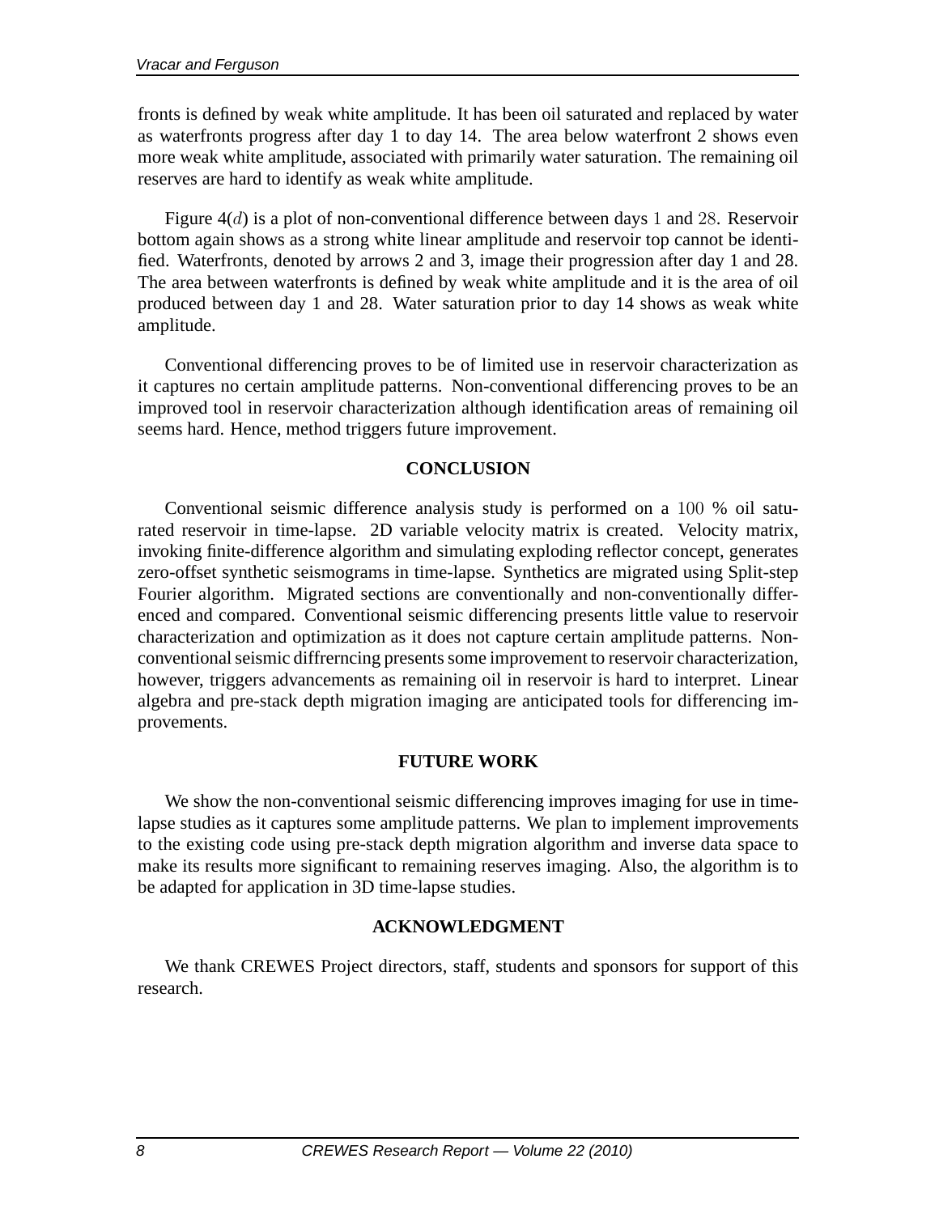fronts is defined by weak white amplitude. It has been oil saturated and replaced by water as waterfronts progress after day 1 to day 14. The area below waterfront 2 shows even more weak white amplitude, associated with primarily water saturation. The remaining oil reserves are hard to identify as weak white amplitude.

Figure 4($d$) is a plot of non-conventional difference between days $1$ and $28$. Reservoir bottom again shows as a strong white linear amplitude and reservoir top cannot be identified. Waterfronts, denoted by arrows 2 and 3, image their progression after day 1 and 28. The area between waterfronts is defined by weak white amplitude and it is the area of oil produced between day 1 and 28. Water saturation prior to day 14 shows as weak white amplitude.

Conventional differencing proves to be of limited use in reservoir characterization as it captures no certain amplitude patterns. Non-conventional differencing proves to be an improved tool in reservoir characterization although identification areas of remaining oil seems hard. Hence, method triggers future improvement.

## CONCLUSION

Conventional seismic difference analysis study is performed on a $100$ % oil saturated reservoir in time-lapse. 2D variable velocity matrix is created. Velocity matrix, invoking finite-difference algorithm and simulating exploding reflector concept, generates zero-offset synthetic seismograms in time-lapse. Synthetics are migrated using Split-step Fourier algorithm. Migrated sections are conventionally and non-conventionally differenced and compared. Conventional seismic differencing presents little value to reservoir characterization and optimization as it does not capture certain amplitude patterns. Non-conventional seismic diffrerncing presents some improvement to reservoir characterization, however, triggers advancements as remaining oil in reservoir is hard to interpret. Linear algebra and pre-stack depth migration imaging are anticipated tools for differencing improvements.

## FUTURE WORK

We show the non-conventional seismic differencing improves imaging for use in time-lapse studies as it captures some amplitude patterns. We plan to implement improvements to the existing code using pre-stack depth migration algorithm and inverse data space to make its results more significant to remaining reserves imaging. Also, the algorithm is to be adapted for application in 3D time-lapse studies.

## ACKNOWLEDGMENT

We thank CREWES Project directors, staff, students and sponsors for support of this research.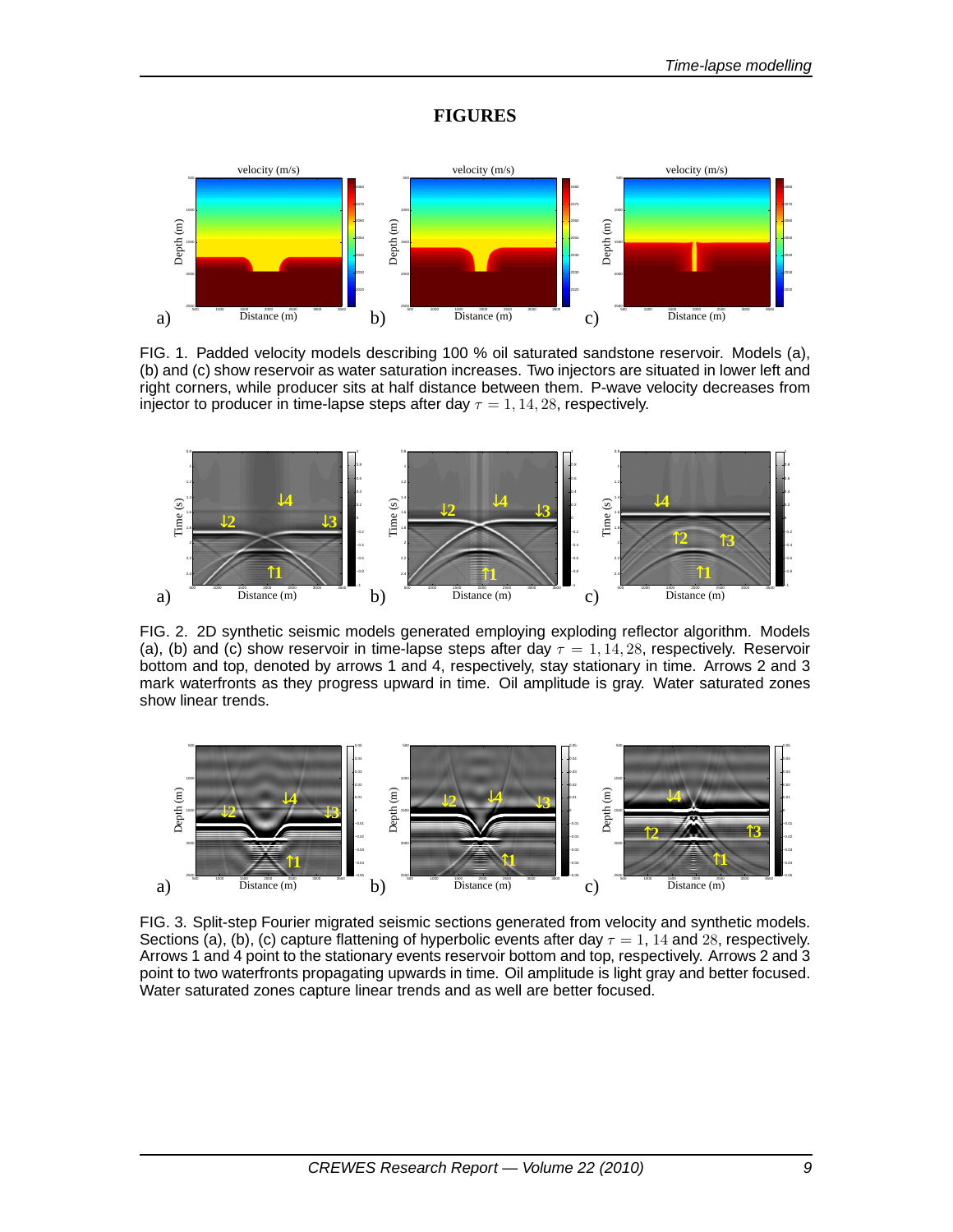# FIGURES

FIG. 1. Padded velocity models describing 100 % oil saturated sandstone reservoir. Models (a), (b) and (c) show reservoir as water saturation increases. Two injectors are situated in lower left and right corners, while producer sits at half distance between them. P-wave velocity decreases from injector to producer in time-lapse steps after day $\tau = 1, 14, 28$, respectively.

FIG. 2. 2D synthetic seismic models generated employing exploding reflector algorithm. Models (a), (b) and (c) show reservoir in time-lapse steps after day $\tau = 1, 14, 28$, respectively. Reservoir bottom and top, denoted by arrows 1 and 4, respectively, stay stationary in time. Arrows 2 and 3 mark waterfronts as they progress upward in time. Oil amplitude is gray. Water saturated zones show linear trends.

FIG. 3. Split-step Fourier migrated seismic sections generated from velocity and synthetic models. Sections (a), (b), (c) capture flattening of hyperbolic events after day $\tau = 1, 14$ and $28$, respectively. Arrows 1 and 4 point to the stationary events reservoir bottom and top, respectively. Arrows 2 and 3 point to two waterfronts propagating upwards in time. Oil amplitude is light gray and better focused. Water saturated zones capture linear trends and as well are better focused.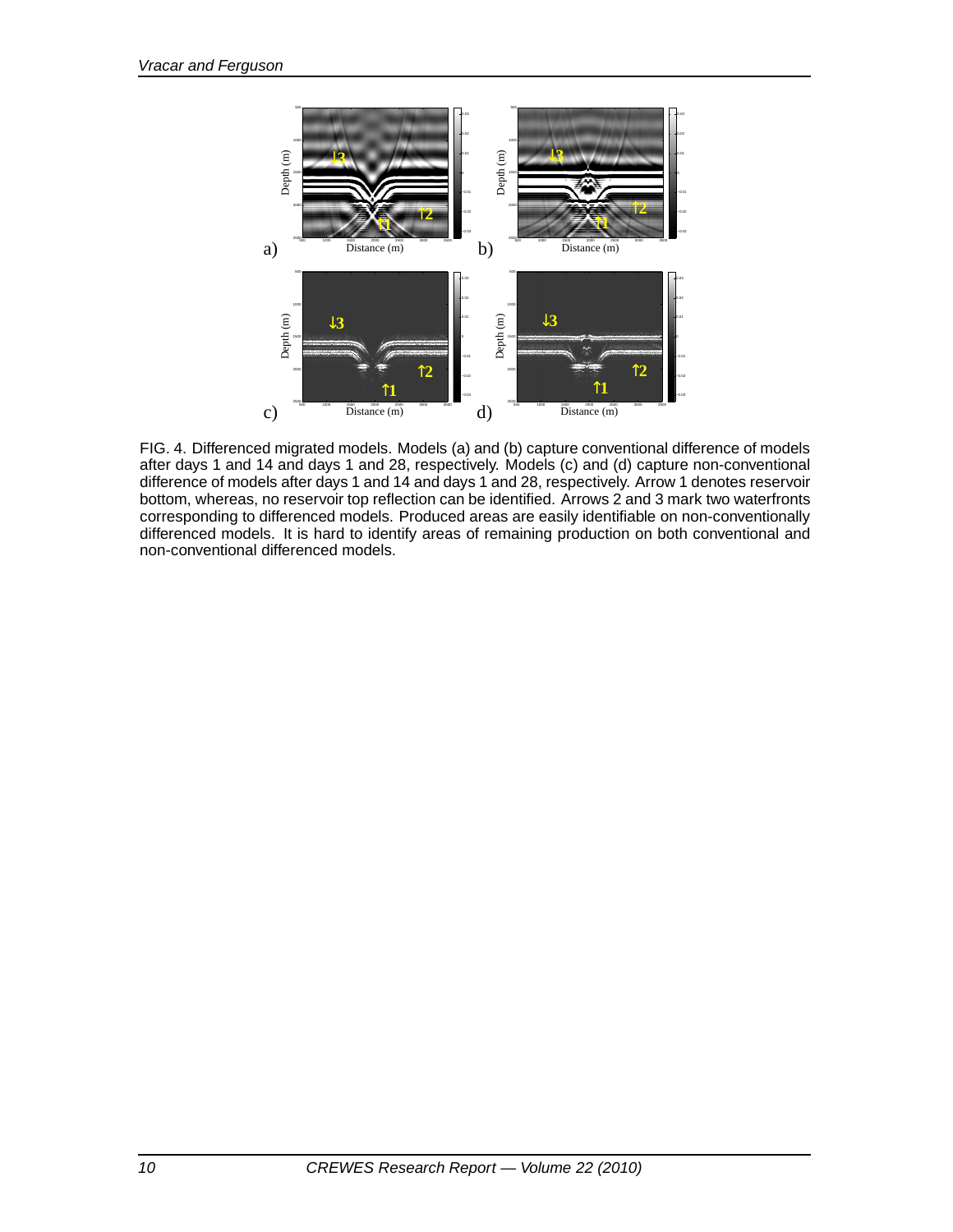FIG. 4. Differenced migrated models. Models (a) and (b) capture conventional difference of models after days 1 and 14 and days 1 and 28, respectively. Models (c) and (d) capture non-conventional difference of models after days 1 and 14 and days 1 and 28, respectively. Arrow 1 denotes reservoir bottom, whereas, no reservoir top reflection can be identified. Arrows 2 and 3 mark two waterfronts corresponding to differenced models. Produced areas are easily identifiable on non-conventionally differenced models. It is hard to identify areas of remaining production on both conventional and non-conventional differenced models.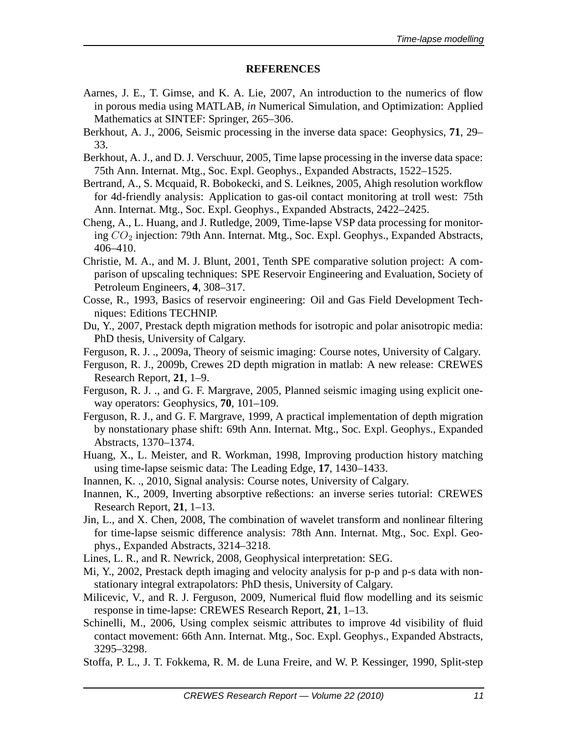## REFERENCES

Aarnes, J. E., T. Gimse, and K. A. Lie, 2007, An introduction to the numerics of flow in porous media using MATLAB, *in* Numerical Simulation, and Optimization: Applied Mathematics at SINTEF: Springer, 265–306.

Berkhout, A. J., 2006, Seismic processing in the inverse data space: Geophysics, **71**, 29–33.

Berkhout, A. J., and D. J. Verschuur, 2005, Time lapse processing in the inverse data space: 75th Ann. Internat. Mtg., Soc. Expl. Geophys., Expanded Abstracts, 1522–1525.

Bertrand, A., S. Mcquaid, R. Bobokecki, and S. Leiknes, 2005, Ahigh resolution workflow for 4d-friendly analysis: Application to gas-oil contact monitoring at troll west: 75th Ann. Internat. Mtg., Soc. Expl. Geophys., Expanded Abstracts, 2422–2425.

Cheng, A., L. Huang, and J. Rutledge, 2009, Time-lapse VSP data processing for monitoring $CO_2$ injection: 79th Ann. Internat. Mtg., Soc. Expl. Geophys., Expanded Abstracts, 406–410.

Christie, M. A., and M. J. Blunt, 2001, Tenth SPE comparative solution project: A comparison of upscaling techniques: SPE Reservoir Engineering and Evaluation, Society of Petroleum Engineers, **4**, 308–317.

Cosse, R., 1993, Basics of reservoir engineering: Oil and Gas Field Development Techniques: Editions TECHNIP.

Du, Y., 2007, Prestack depth migration methods for isotropic and polar anisotropic media: PhD thesis, University of Calgary.

Ferguson, R. J. ., 2009a, Theory of seismic imaging: Course notes, University of Calgary.

Ferguson, R. J., 2009b, Crewes 2D depth migration in matlab: A new release: CREWES Research Report, **21**, 1–9.

Ferguson, R. J. ., and G. F. Margrave, 2005, Planned seismic imaging using explicit one-way operators: Geophysics, **70**, 101–109.

Ferguson, R. J., and G. F. Margrave, 1999, A practical implementation of depth migration by nonstationary phase shift: 69th Ann. Internat. Mtg., Soc. Expl. Geophys., Expanded Abstracts, 1370–1374.

Huang, X., L. Meister, and R. Workman, 1998, Improving production history matching using time-lapse seismic data: The Leading Edge, **17**, 1430–1433.

Inannen, K. ., 2010, Signal analysis: Course notes, University of Calgary.

Inannen, K., 2009, Inverting absorptive reßections: an inverse series tutorial: CREWES Research Report, **21**, 1–13.

Jin, L., and X. Chen, 2008, The combination of wavelet transform and nonlinear filtering for time-lapse seismic difference analysis: 78th Ann. Internat. Mtg., Soc. Expl. Geophys., Expanded Abstracts, 3214–3218.

Lines, L. R., and R. Newrick, 2008, Geophysical interpretation: SEG.

Mi, Y., 2002, Prestack depth imaging and velocity analysis for p-p and p-s data with non-stationary integral extrapolators: PhD thesis, University of Calgary.

Milicevic, V., and R. J. Ferguson, 2009, Numerical fluid flow modelling and its seismic response in time-lapse: CREWES Research Report, **21**, 1–13.

Schinelli, M., 2006, Using complex seismic attributes to improve 4d visibility of fluid contact movement: 66th Ann. Internat. Mtg., Soc. Expl. Geophys., Expanded Abstracts, 3295–3298.

Stoffa, P. L., J. T. Fokkema, R. M. de Luna Freire, and W. P. Kessinger, 1990, Split-step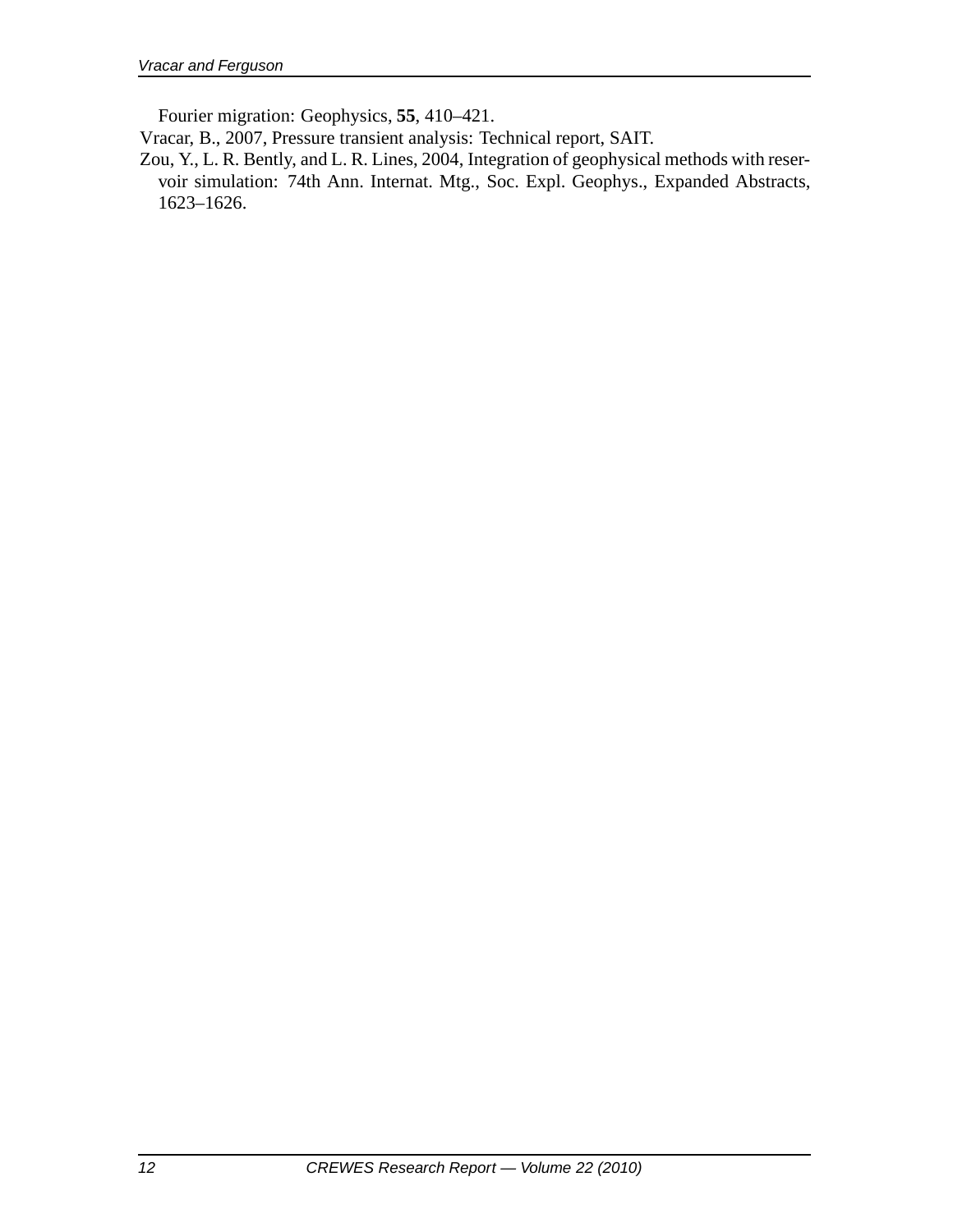Fourier migration: Geophysics, **55**, 410–421.

Vracar, B., 2007, Pressure transient analysis: Technical report, SAIT.

Zou, Y., L. R. Bently, and L. R. Lines, 2004, Integration of geophysical methods with reservoir simulation: 74th Ann. Internat. Mtg., Soc. Expl. Geophys., Expanded Abstracts, 1623–1626.